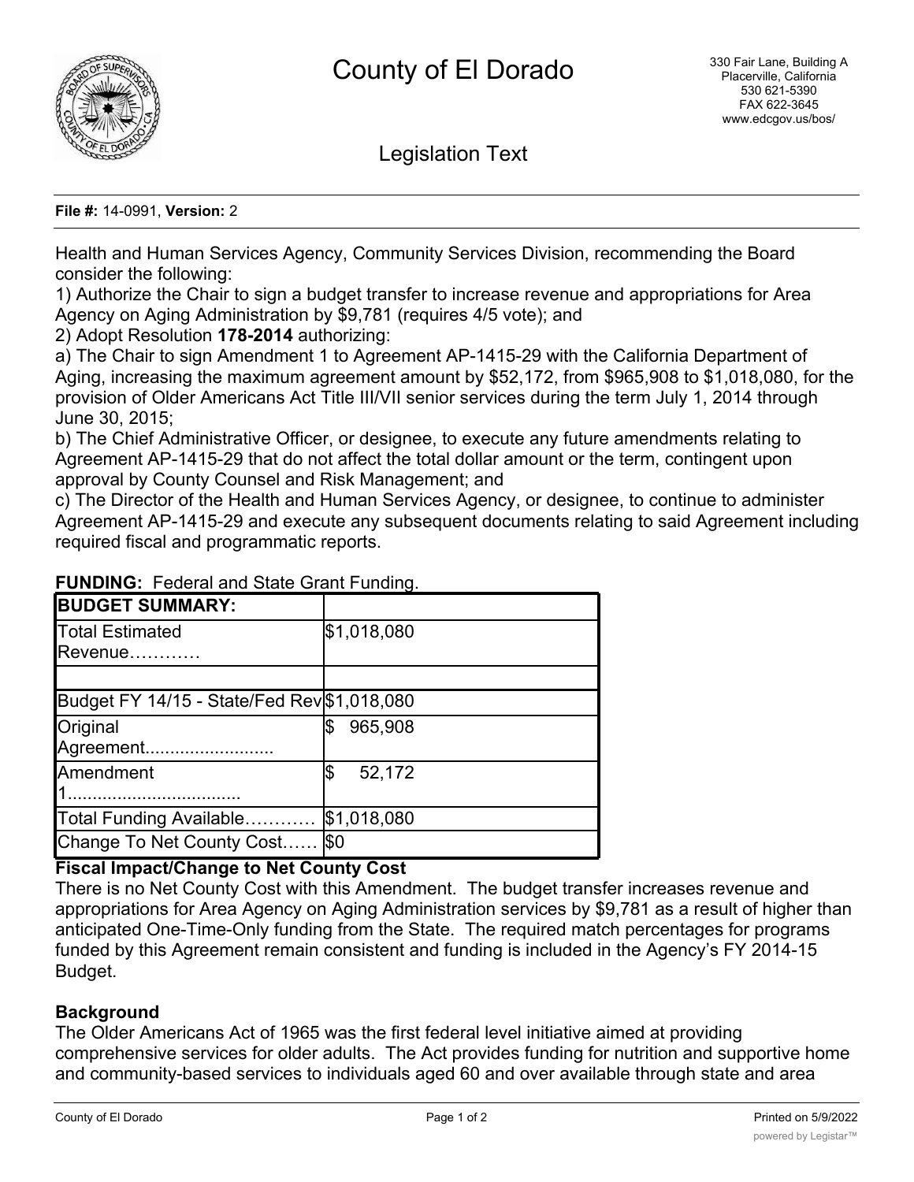# County of El Dorado

330 Fair Lane, Building A
Placerville, California
530 621-5390
FAX 622-3645
www.edcgov.us/bos/

## Legislation Text

**File #:** 14-0991, **Version:** 2

Health and Human Services Agency, Community Services Division, recommending the Board consider the following:

1) Authorize the Chair to sign a budget transfer to increase revenue and appropriations for Area Agency on Aging Administration by $9,781 (requires 4/5 vote); and

2) Adopt Resolution **178-2014** authorizing:

a) The Chair to sign Amendment 1 to Agreement AP-1415-29 with the California Department of Aging, increasing the maximum agreement amount by $52,172, from $965,908 to $1,018,080, for the provision of Older Americans Act Title III/VII senior services during the term July 1, 2014 through June 30, 2015;

b) The Chief Administrative Officer, or designee, to execute any future amendments relating to Agreement AP-1415-29 that do not affect the total dollar amount or the term, contingent upon approval by County Counsel and Risk Management; and

c) The Director of the Health and Human Services Agency, or designee, to continue to administer Agreement AP-1415-29 and execute any subsequent documents relating to said Agreement including required fiscal and programmatic reports.

**FUNDING:** Federal and State Grant Funding.

| **BUDGET SUMMARY:** | |
| --- | --- |
| Total Estimated Revenue………… | $1,018,080 |
| | |
| Budget FY 14/15 - State/Fed Rev | $1,018,080 |
| Original Agreement......................... | $ 965,908 |
| Amendment 1.................................. | $ 52,172 |
| Total Funding Available………… | $1,018,080 |
| Change To Net County Cost…… | $0 |

**Fiscal Impact/Change to Net County Cost**

There is no Net County Cost with this Amendment. The budget transfer increases revenue and appropriations for Area Agency on Aging Administration services by $9,781 as a result of higher than anticipated One-Time-Only funding from the State. The required match percentages for programs funded by this Agreement remain consistent and funding is included in the Agency's FY 2014-15 Budget.

**Background**

The Older Americans Act of 1965 was the first federal level initiative aimed at providing comprehensive services for older adults. The Act provides funding for nutrition and supportive home and community-based services to individuals aged 60 and over available through state and area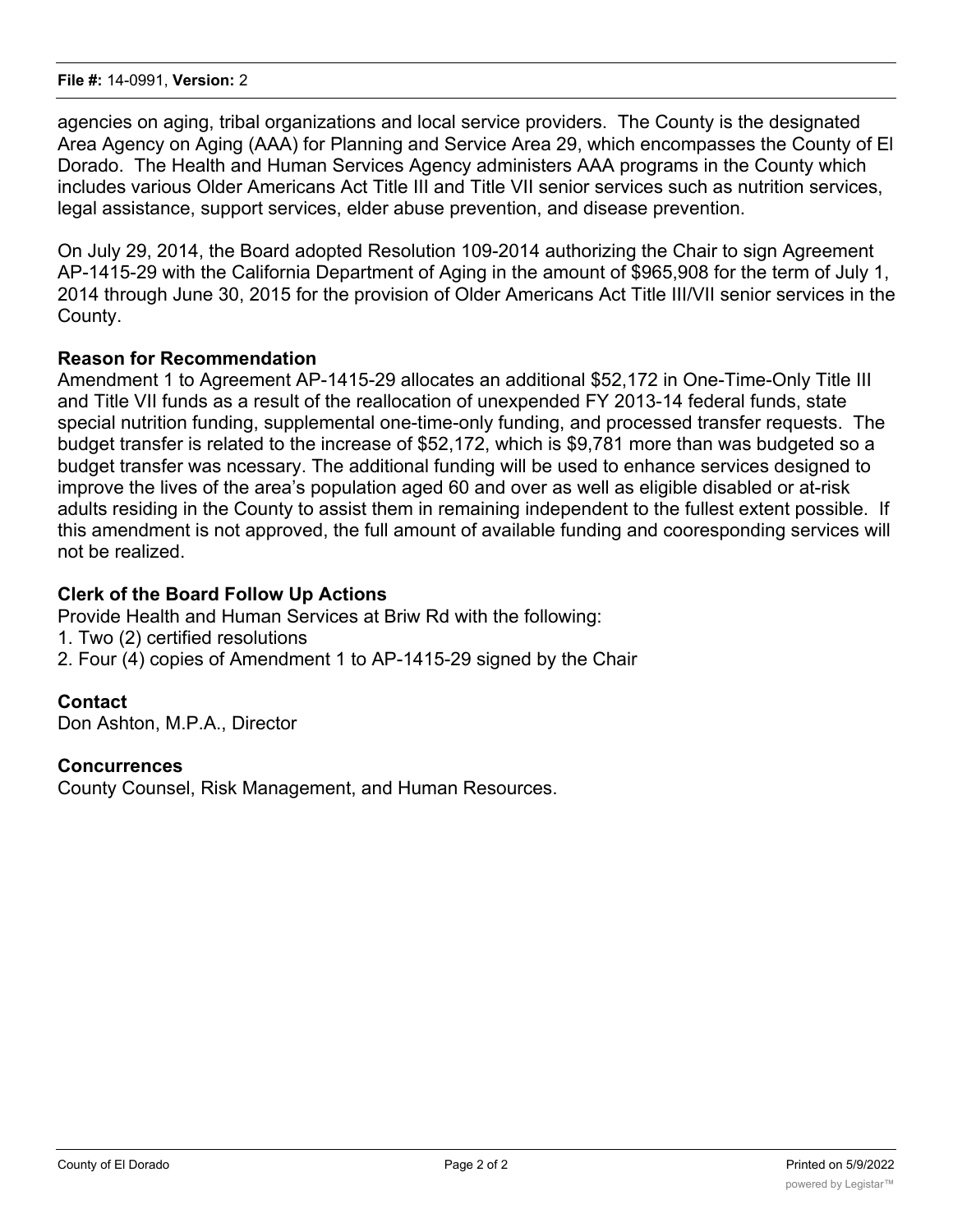agencies on aging, tribal organizations and local service providers. The County is the designated Area Agency on Aging (AAA) for Planning and Service Area 29, which encompasses the County of El Dorado. The Health and Human Services Agency administers AAA programs in the County which includes various Older Americans Act Title III and Title VII senior services such as nutrition services, legal assistance, support services, elder abuse prevention, and disease prevention.

On July 29, 2014, the Board adopted Resolution 109-2014 authorizing the Chair to sign Agreement AP-1415-29 with the California Department of Aging in the amount of $965,908 for the term of July 1, 2014 through June 30, 2015 for the provision of Older Americans Act Title III/VII senior services in the County.

**Reason for Recommendation**

Amendment 1 to Agreement AP-1415-29 allocates an additional $52,172 in One-Time-Only Title III and Title VII funds as a result of the reallocation of unexpended FY 2013-14 federal funds, state special nutrition funding, supplemental one-time-only funding, and processed transfer requests. The budget transfer is related to the increase of $52,172, which is $9,781 more than was budgeted so a budget transfer was ncessary. The additional funding will be used to enhance services designed to improve the lives of the area's population aged 60 and over as well as eligible disabled or at-risk adults residing in the County to assist them in remaining independent to the fullest extent possible. If this amendment is not approved, the full amount of available funding and cooresponding services will not be realized.

**Clerk of the Board Follow Up Actions**

Provide Health and Human Services at Briw Rd with the following:
1. Two (2) certified resolutions
2. Four (4) copies of Amendment 1 to AP-1415-29 signed by the Chair

**Contact**

Don Ashton, M.P.A., Director

**Concurrences**

County Counsel, Risk Management, and Human Resources.